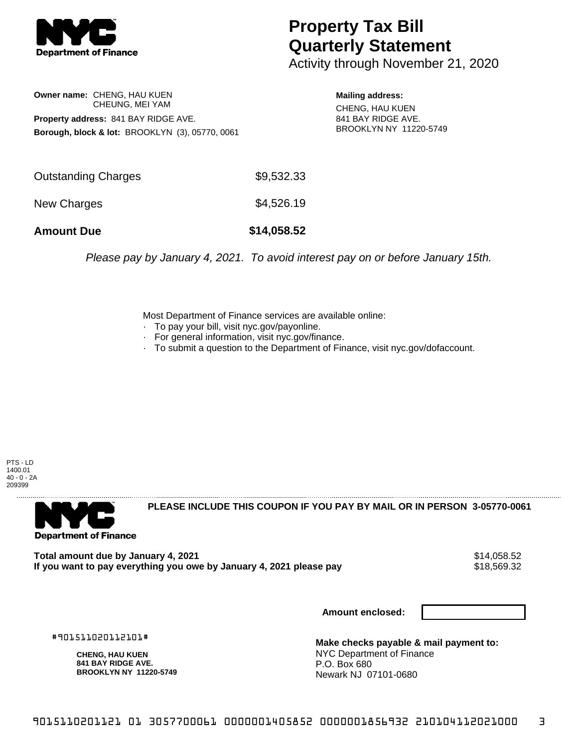# Property Tax Bill Quarterly Statement

Activity through November 21, 2020

**Owner name:** CHENG, HAU KUEN
CHEUNG, MEI YAM

**Property address:** 841 BAY RIDGE AVE.

**Borough, block & lot:** BROOKLYN (3), 05770, 0061

**Mailing address:**
CHENG, HAU KUEN
841 BAY RIDGE AVE.
BROOKLYN NY 11220-5749

| | |
|---|---|
| Outstanding Charges | $9,532.33 |
| New Charges | $4,526.19 |
| **Amount Due** | **$14,058.52** |

*Please pay by January 4, 2021. To avoid interest pay on or before January 15th.*

Most Department of Finance services are available online:

- To pay your bill, visit nyc.gov/payonline.
- For general information, visit nyc.gov/finance.
- To submit a question to the Department of Finance, visit nyc.gov/dofaccount.

PTS - LD
1400.01
40 - 0 - 2A
209399

**PLEASE INCLUDE THIS COUPON IF YOU PAY BY MAIL OR IN PERSON 3-05770-0061**

| | |
|---|---|
| **Total amount due by January 4, 2021** | $14,058.52 |
| **If you want to pay everything you owe by January 4, 2021 please pay** | $18,569.32 |

**Amount enclosed:**

#901511020112101#

**CHENG, HAU KUEN**
**841 BAY RIDGE AVE.**
**BROOKLYN NY 11220-5749**

**Make checks payable & mail payment to:**
NYC Department of Finance
P.O. Box 680
Newark NJ 07101-0680

9015110201121 01 3057700061 0000001405852 0000001856932 210104112021000 3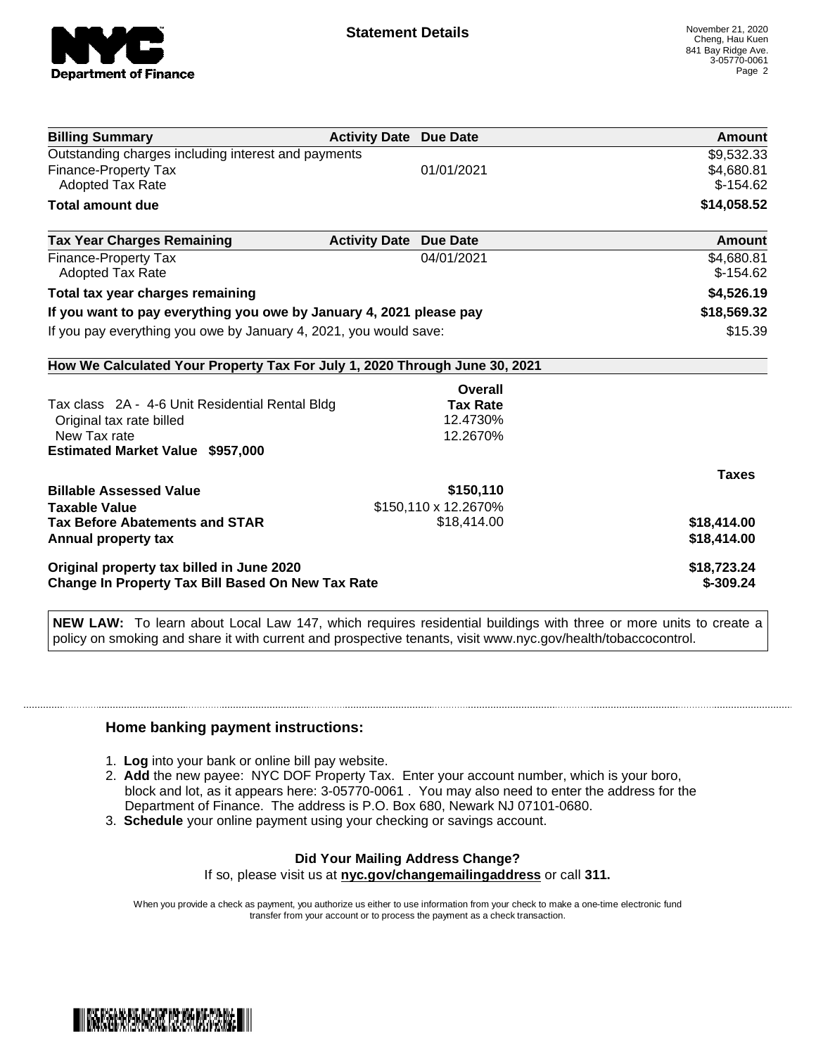**Statement Details**

November 21, 2020
Cheng, Hau Kuen
841 Bay Ridge Ave.
3-05770-0061

| Billing Summary | Activity Date | Due Date | Amount |
|---|---|---|---|
| Outstanding charges including interest and payments | | | $9,532.33 |
| Finance-Property Tax | | 01/01/2021 | $4,680.81 |
| Adopted Tax Rate | | | $-154.62 |
| **Total amount due** | | | **$14,058.52** |

| Tax Year Charges Remaining | Activity Date | Due Date | Amount |
|---|---|---|---|
| Finance-Property Tax | | 04/01/2021 | $4,680.81 |
| Adopted Tax Rate | | | $-154.62 |
| **Total tax year charges remaining** | | | **$4,526.19** |
| **If you want to pay everything you owe by January 4, 2021 please pay** | | | **$18,569.32** |
| If you pay everything you owe by January 4, 2021, you would save: | | | $15.39 |

**How We Calculated Your Property Tax For July 1, 2020 Through June 30, 2021**

| | Overall Tax Rate | |
|---|---|---|
| Tax class 2A - 4-6 Unit Residential Rental Bldg | | |
| Original tax rate billed | 12.4730% | |
| New Tax rate | 12.2670% | |
| **Estimated Market Value $957,000** | | |
| | | **Taxes** |
| **Billable Assessed Value** | **$150,110** | |
| **Taxable Value** | $150,110 x 12.2670% | |
| **Tax Before Abatements and STAR** | $18,414.00 | **$18,414.00** |
| **Annual property tax** | | **$18,414.00** |
| **Original property tax billed in June 2020** | | **$18,723.24** |
| **Change In Property Tax Bill Based On New Tax Rate** | | **$-309.24** |

**NEW LAW:** To learn about Local Law 147, which requires residential buildings with three or more units to create a policy on smoking and share it with current and prospective tenants, visit www.nyc.gov/health/tobaccocontrol.

### Home banking payment instructions:

1. **Log** into your bank or online bill pay website.
2. **Add** the new payee: NYC DOF Property Tax. Enter your account number, which is your boro, block and lot, as it appears here: 3-05770-0061 . You may also need to enter the address for the Department of Finance. The address is P.O. Box 680, Newark NJ 07101-0680.
3. **Schedule** your online payment using your checking or savings account.

**Did Your Mailing Address Change?**
If so, please visit us at **nyc.gov/changemailingaddress** or call **311.**

When you provide a check as payment, you authorize us either to use information from your check to make a one-time electronic fund transfer from your account or to process the payment as a check transaction.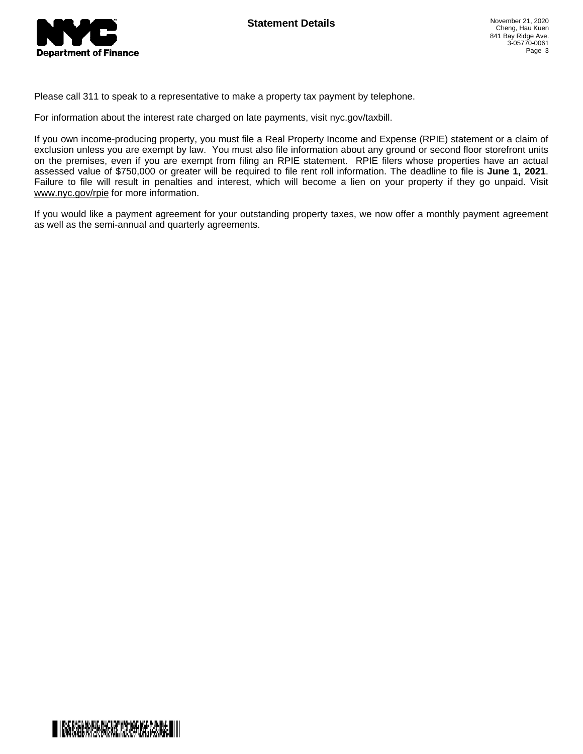Please call 311 to speak to a representative to make a property tax payment by telephone.

For information about the interest rate charged on late payments, visit nyc.gov/taxbill.

If you own income-producing property, you must file a Real Property Income and Expense (RPIE) statement or a claim of exclusion unless you are exempt by law. You must also file information about any ground or second floor storefront units on the premises, even if you are exempt from filing an RPIE statement. RPIE filers whose properties have an actual assessed value of $750,000 or greater will be required to file rent roll information. The deadline to file is **June 1, 2021**. Failure to file will result in penalties and interest, which will become a lien on your property if they go unpaid. Visit www.nyc.gov/rpie for more information.

If you would like a payment agreement for your outstanding property taxes, we now offer a monthly payment agreement as well as the semi-annual and quarterly agreements.